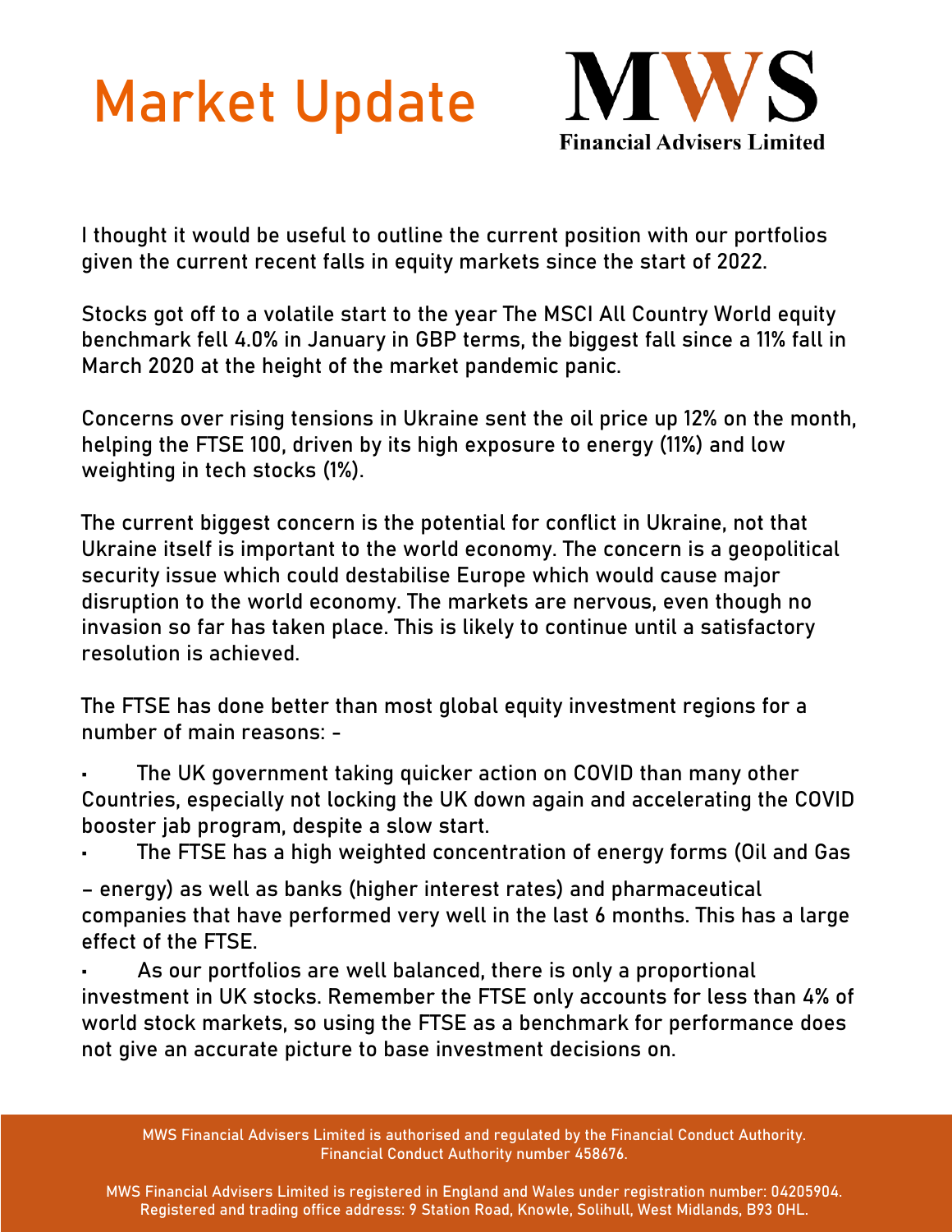# Market Update

**MWS**
**Financial Advisers Limited**

I thought it would be useful to outline the current position with our portfolios given the current recent falls in equity markets since the start of 2022.

Stocks got off to a volatile start to the year The MSCI All Country World equity benchmark fell 4.0% in January in GBP terms, the biggest fall since a 11% fall in March 2020 at the height of the market pandemic panic.

Concerns over rising tensions in Ukraine sent the oil price up 12% on the month, helping the FTSE 100, driven by its high exposure to energy (11%) and low weighting in tech stocks (1%).

The current biggest concern is the potential for conflict in Ukraine, not that Ukraine itself is important to the world economy. The concern is a geopolitical security issue which could destabilise Europe which would cause major disruption to the world economy. The markets are nervous, even though no invasion so far has taken place. This is likely to continue until a satisfactory resolution is achieved.

The FTSE has done better than most global equity investment regions for a number of main reasons: -

- The UK government taking quicker action on COVID than many other Countries, especially not locking the UK down again and accelerating the COVID booster jab program, despite a slow start.
- The FTSE has a high weighted concentration of energy forms (Oil and Gas – energy) as well as banks (higher interest rates) and pharmaceutical companies that have performed very well in the last 6 months. This has a large effect of the FTSE.
- As our portfolios are well balanced, there is only a proportional investment in UK stocks. Remember the FTSE only accounts for less than 4% of world stock markets, so using the FTSE as a benchmark for performance does not give an accurate picture to base investment decisions on.

MWS Financial Advisers Limited is authorised and regulated by the Financial Conduct Authority. Financial Conduct Authority number 458676.

MWS Financial Advisers Limited is registered in England and Wales under registration number: 04205904. Registered and trading office address: 9 Station Road, Knowle, Solihull, West Midlands, B93 0HL.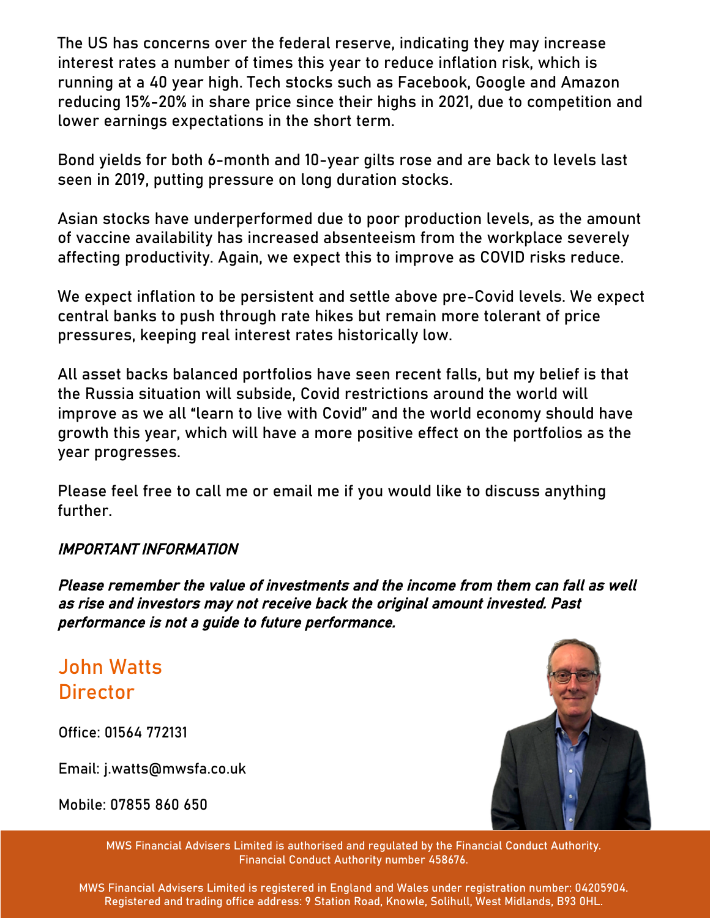The US has concerns over the federal reserve, indicating they may increase interest rates a number of times this year to reduce inflation risk, which is running at a 40 year high. Tech stocks such as Facebook, Google and Amazon reducing 15%-20% in share price since their highs in 2021, due to competition and lower earnings expectations in the short term.

Bond yields for both 6-month and 10-year gilts rose and are back to levels last seen in 2019, putting pressure on long duration stocks.

Asian stocks have underperformed due to poor production levels, as the amount of vaccine availability has increased absenteeism from the workplace severely affecting productivity. Again, we expect this to improve as COVID risks reduce.

We expect inflation to be persistent and settle above pre-Covid levels. We expect central banks to push through rate hikes but remain more tolerant of price pressures, keeping real interest rates historically low.

All asset backs balanced portfolios have seen recent falls, but my belief is that the Russia situation will subside, Covid restrictions around the world will improve as we all "learn to live with Covid" and the world economy should have growth this year, which will have a more positive effect on the portfolios as the year progresses.

Please feel free to call me or email me if you would like to discuss anything further.

***IMPORTANT INFORMATION***

***Please remember the value of investments and the income from them can fall as well as rise and investors may not receive back the original amount invested. Past performance is not a guide to future performance.***

## John Watts
## Director

Office: 01564 772131

Email: j.watts@mwsfa.co.uk

Mobile: 07855 860 650

MWS Financial Advisers Limited is authorised and regulated by the Financial Conduct Authority. Financial Conduct Authority number 458676.

MWS Financial Advisers Limited is registered in England and Wales under registration number: 04205904. Registered and trading office address: 9 Station Road, Knowle, Solihull, West Midlands, B93 0HL.